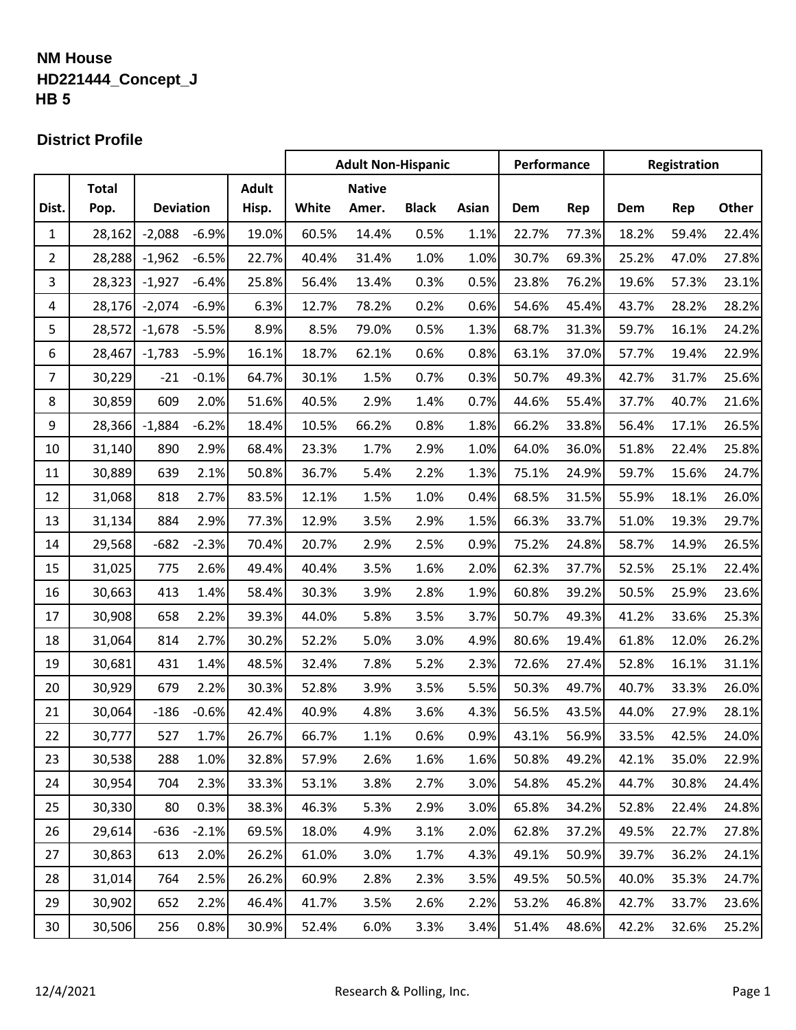**NM House**
**HD221444_Concept_J**
**HB 5**

### District Profile

| | | | | | Adult Non-Hispanic | | | | Performance | | Registration | | |
|---|---|---|---|---|---|---|---|---|---|---|---|---|---|
| Dist. | Total Pop. | Deviation | | Adult Hisp. | White | Native Amer. | Black | Asian | Dem | Rep | Dem | Rep | Other |
| 1 | 28,162 | -2,088 | -6.9% | 19.0% | 60.5% | 14.4% | 0.5% | 1.1% | 22.7% | 77.3% | 18.2% | 59.4% | 22.4% |
| 2 | 28,288 | -1,962 | -6.5% | 22.7% | 40.4% | 31.4% | 1.0% | 1.0% | 30.7% | 69.3% | 25.2% | 47.0% | 27.8% |
| 3 | 28,323 | -1,927 | -6.4% | 25.8% | 56.4% | 13.4% | 0.3% | 0.5% | 23.8% | 76.2% | 19.6% | 57.3% | 23.1% |
| 4 | 28,176 | -2,074 | -6.9% | 6.3% | 12.7% | 78.2% | 0.2% | 0.6% | 54.6% | 45.4% | 43.7% | 28.2% | 28.2% |
| 5 | 28,572 | -1,678 | -5.5% | 8.9% | 8.5% | 79.0% | 0.5% | 1.3% | 68.7% | 31.3% | 59.7% | 16.1% | 24.2% |
| 6 | 28,467 | -1,783 | -5.9% | 16.1% | 18.7% | 62.1% | 0.6% | 0.8% | 63.1% | 37.0% | 57.7% | 19.4% | 22.9% |
| 7 | 30,229 | -21 | -0.1% | 64.7% | 30.1% | 1.5% | 0.7% | 0.3% | 50.7% | 49.3% | 42.7% | 31.7% | 25.6% |
| 8 | 30,859 | 609 | 2.0% | 51.6% | 40.5% | 2.9% | 1.4% | 0.7% | 44.6% | 55.4% | 37.7% | 40.7% | 21.6% |
| 9 | 28,366 | -1,884 | -6.2% | 18.4% | 10.5% | 66.2% | 0.8% | 1.8% | 66.2% | 33.8% | 56.4% | 17.1% | 26.5% |
| 10 | 31,140 | 890 | 2.9% | 68.4% | 23.3% | 1.7% | 2.9% | 1.0% | 64.0% | 36.0% | 51.8% | 22.4% | 25.8% |
| 11 | 30,889 | 639 | 2.1% | 50.8% | 36.7% | 5.4% | 2.2% | 1.3% | 75.1% | 24.9% | 59.7% | 15.6% | 24.7% |
| 12 | 31,068 | 818 | 2.7% | 83.5% | 12.1% | 1.5% | 1.0% | 0.4% | 68.5% | 31.5% | 55.9% | 18.1% | 26.0% |
| 13 | 31,134 | 884 | 2.9% | 77.3% | 12.9% | 3.5% | 2.9% | 1.5% | 66.3% | 33.7% | 51.0% | 19.3% | 29.7% |
| 14 | 29,568 | -682 | -2.3% | 70.4% | 20.7% | 2.9% | 2.5% | 0.9% | 75.2% | 24.8% | 58.7% | 14.9% | 26.5% |
| 15 | 31,025 | 775 | 2.6% | 49.4% | 40.4% | 3.5% | 1.6% | 2.0% | 62.3% | 37.7% | 52.5% | 25.1% | 22.4% |
| 16 | 30,663 | 413 | 1.4% | 58.4% | 30.3% | 3.9% | 2.8% | 1.9% | 60.8% | 39.2% | 50.5% | 25.9% | 23.6% |
| 17 | 30,908 | 658 | 2.2% | 39.3% | 44.0% | 5.8% | 3.5% | 3.7% | 50.7% | 49.3% | 41.2% | 33.6% | 25.3% |
| 18 | 31,064 | 814 | 2.7% | 30.2% | 52.2% | 5.0% | 3.0% | 4.9% | 80.6% | 19.4% | 61.8% | 12.0% | 26.2% |
| 19 | 30,681 | 431 | 1.4% | 48.5% | 32.4% | 7.8% | 5.2% | 2.3% | 72.6% | 27.4% | 52.8% | 16.1% | 31.1% |
| 20 | 30,929 | 679 | 2.2% | 30.3% | 52.8% | 3.9% | 3.5% | 5.5% | 50.3% | 49.7% | 40.7% | 33.3% | 26.0% |
| 21 | 30,064 | -186 | -0.6% | 42.4% | 40.9% | 4.8% | 3.6% | 4.3% | 56.5% | 43.5% | 44.0% | 27.9% | 28.1% |
| 22 | 30,777 | 527 | 1.7% | 26.7% | 66.7% | 1.1% | 0.6% | 0.9% | 43.1% | 56.9% | 33.5% | 42.5% | 24.0% |
| 23 | 30,538 | 288 | 1.0% | 32.8% | 57.9% | 2.6% | 1.6% | 1.6% | 50.8% | 49.2% | 42.1% | 35.0% | 22.9% |
| 24 | 30,954 | 704 | 2.3% | 33.3% | 53.1% | 3.8% | 2.7% | 3.0% | 54.8% | 45.2% | 44.7% | 30.8% | 24.4% |
| 25 | 30,330 | 80 | 0.3% | 38.3% | 46.3% | 5.3% | 2.9% | 3.0% | 65.8% | 34.2% | 52.8% | 22.4% | 24.8% |
| 26 | 29,614 | -636 | -2.1% | 69.5% | 18.0% | 4.9% | 3.1% | 2.0% | 62.8% | 37.2% | 49.5% | 22.7% | 27.8% |
| 27 | 30,863 | 613 | 2.0% | 26.2% | 61.0% | 3.0% | 1.7% | 4.3% | 49.1% | 50.9% | 39.7% | 36.2% | 24.1% |
| 28 | 31,014 | 764 | 2.5% | 26.2% | 60.9% | 2.8% | 2.3% | 3.5% | 49.5% | 50.5% | 40.0% | 35.3% | 24.7% |
| 29 | 30,902 | 652 | 2.2% | 46.4% | 41.7% | 3.5% | 2.6% | 2.2% | 53.2% | 46.8% | 42.7% | 33.7% | 23.6% |
| 30 | 30,506 | 256 | 0.8% | 30.9% | 52.4% | 6.0% | 3.3% | 3.4% | 51.4% | 48.6% | 42.2% | 32.6% | 25.2% |

12/4/2021 Research & Polling, Inc.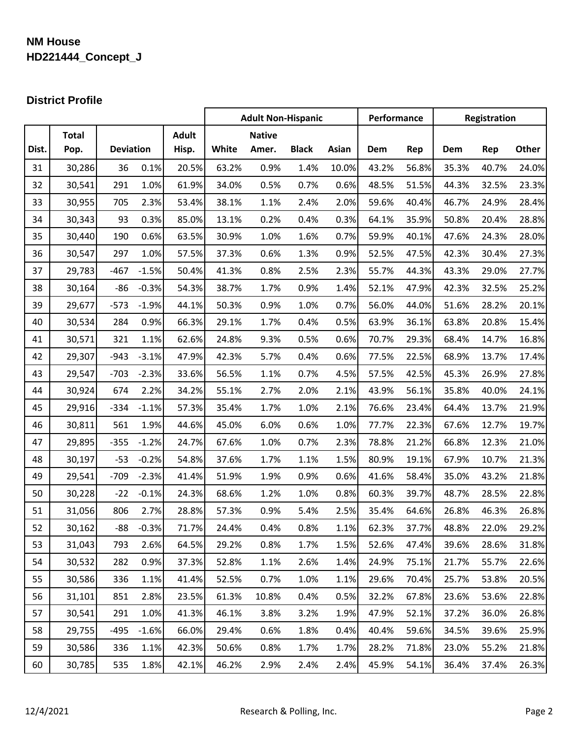**NM House**
**HD221444_Concept_J**

**District Profile**

| | | | | | Adult Non-Hispanic | | | | Performance | | Registration | | |
|---|---|---|---|---|---|---|---|---|---|---|---|---|---|
| Dist. | Total Pop. | Deviation | | Adult Hisp. | White | Native Amer. | Black | Asian | Dem | Rep | Dem | Rep | Other |
| 31 | 30,286 | 36 | 0.1% | 20.5% | 63.2% | 0.9% | 1.4% | 10.0% | 43.2% | 56.8% | 35.3% | 40.7% | 24.0% |
| 32 | 30,541 | 291 | 1.0% | 61.9% | 34.0% | 0.5% | 0.7% | 0.6% | 48.5% | 51.5% | 44.3% | 32.5% | 23.3% |
| 33 | 30,955 | 705 | 2.3% | 53.4% | 38.1% | 1.1% | 2.4% | 2.0% | 59.6% | 40.4% | 46.7% | 24.9% | 28.4% |
| 34 | 30,343 | 93 | 0.3% | 85.0% | 13.1% | 0.2% | 0.4% | 0.3% | 64.1% | 35.9% | 50.8% | 20.4% | 28.8% |
| 35 | 30,440 | 190 | 0.6% | 63.5% | 30.9% | 1.0% | 1.6% | 0.7% | 59.9% | 40.1% | 47.6% | 24.3% | 28.0% |
| 36 | 30,547 | 297 | 1.0% | 57.5% | 37.3% | 0.6% | 1.3% | 0.9% | 52.5% | 47.5% | 42.3% | 30.4% | 27.3% |
| 37 | 29,783 | -467 | -1.5% | 50.4% | 41.3% | 0.8% | 2.5% | 2.3% | 55.7% | 44.3% | 43.3% | 29.0% | 27.7% |
| 38 | 30,164 | -86 | -0.3% | 54.3% | 38.7% | 1.7% | 0.9% | 1.4% | 52.1% | 47.9% | 42.3% | 32.5% | 25.2% |
| 39 | 29,677 | -573 | -1.9% | 44.1% | 50.3% | 0.9% | 1.0% | 0.7% | 56.0% | 44.0% | 51.6% | 28.2% | 20.1% |
| 40 | 30,534 | 284 | 0.9% | 66.3% | 29.1% | 1.7% | 0.4% | 0.5% | 63.9% | 36.1% | 63.8% | 20.8% | 15.4% |
| 41 | 30,571 | 321 | 1.1% | 62.6% | 24.8% | 9.3% | 0.5% | 0.6% | 70.7% | 29.3% | 68.4% | 14.7% | 16.8% |
| 42 | 29,307 | -943 | -3.1% | 47.9% | 42.3% | 5.7% | 0.4% | 0.6% | 77.5% | 22.5% | 68.9% | 13.7% | 17.4% |
| 43 | 29,547 | -703 | -2.3% | 33.6% | 56.5% | 1.1% | 0.7% | 4.5% | 57.5% | 42.5% | 45.3% | 26.9% | 27.8% |
| 44 | 30,924 | 674 | 2.2% | 34.2% | 55.1% | 2.7% | 2.0% | 2.1% | 43.9% | 56.1% | 35.8% | 40.0% | 24.1% |
| 45 | 29,916 | -334 | -1.1% | 57.3% | 35.4% | 1.7% | 1.0% | 2.1% | 76.6% | 23.4% | 64.4% | 13.7% | 21.9% |
| 46 | 30,811 | 561 | 1.9% | 44.6% | 45.0% | 6.0% | 0.6% | 1.0% | 77.7% | 22.3% | 67.6% | 12.7% | 19.7% |
| 47 | 29,895 | -355 | -1.2% | 24.7% | 67.6% | 1.0% | 0.7% | 2.3% | 78.8% | 21.2% | 66.8% | 12.3% | 21.0% |
| 48 | 30,197 | -53 | -0.2% | 54.8% | 37.6% | 1.7% | 1.1% | 1.5% | 80.9% | 19.1% | 67.9% | 10.7% | 21.3% |
| 49 | 29,541 | -709 | -2.3% | 41.4% | 51.9% | 1.9% | 0.9% | 0.6% | 41.6% | 58.4% | 35.0% | 43.2% | 21.8% |
| 50 | 30,228 | -22 | -0.1% | 24.3% | 68.6% | 1.2% | 1.0% | 0.8% | 60.3% | 39.7% | 48.7% | 28.5% | 22.8% |
| 51 | 31,056 | 806 | 2.7% | 28.8% | 57.3% | 0.9% | 5.4% | 2.5% | 35.4% | 64.6% | 26.8% | 46.3% | 26.8% |
| 52 | 30,162 | -88 | -0.3% | 71.7% | 24.4% | 0.4% | 0.8% | 1.1% | 62.3% | 37.7% | 48.8% | 22.0% | 29.2% |
| 53 | 31,043 | 793 | 2.6% | 64.5% | 29.2% | 0.8% | 1.7% | 1.5% | 52.6% | 47.4% | 39.6% | 28.6% | 31.8% |
| 54 | 30,532 | 282 | 0.9% | 37.3% | 52.8% | 1.1% | 2.6% | 1.4% | 24.9% | 75.1% | 21.7% | 55.7% | 22.6% |
| 55 | 30,586 | 336 | 1.1% | 41.4% | 52.5% | 0.7% | 1.0% | 1.1% | 29.6% | 70.4% | 25.7% | 53.8% | 20.5% |
| 56 | 31,101 | 851 | 2.8% | 23.5% | 61.3% | 10.8% | 0.4% | 0.5% | 32.2% | 67.8% | 23.6% | 53.6% | 22.8% |
| 57 | 30,541 | 291 | 1.0% | 41.3% | 46.1% | 3.8% | 3.2% | 1.9% | 47.9% | 52.1% | 37.2% | 36.0% | 26.8% |
| 58 | 29,755 | -495 | -1.6% | 66.0% | 29.4% | 0.6% | 1.8% | 0.4% | 40.4% | 59.6% | 34.5% | 39.6% | 25.9% |
| 59 | 30,586 | 336 | 1.1% | 42.3% | 50.6% | 0.8% | 1.7% | 1.7% | 28.2% | 71.8% | 23.0% | 55.2% | 21.8% |
| 60 | 30,785 | 535 | 1.8% | 42.1% | 46.2% | 2.9% | 2.4% | 2.4% | 45.9% | 54.1% | 36.4% | 37.4% | 26.3% |

12/4/2021 Research & Polling, Inc.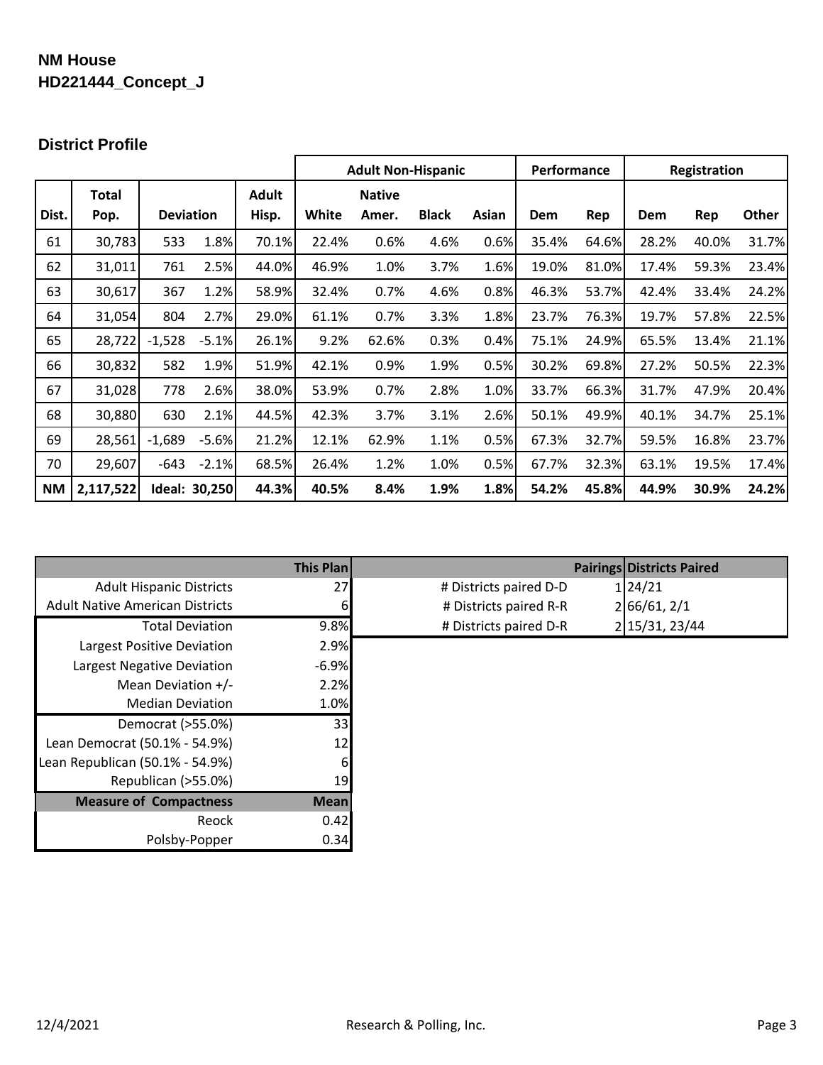**NM House**
**HD221444_Concept_J**

### District Profile

| | | | | | Adult Non-Hispanic | | | | Performance | | Registration | | |
|---|---|---|---|---|---|---|---|---|---|---|---|---|---|
| Dist. | Total Pop. | Deviation | | Adult Hisp. | White | Native Amer. | Black | Asian | Dem | Rep | Dem | Rep | Other |
| 61 | 30,783 | 533 | 1.8% | 70.1% | 22.4% | 0.6% | 4.6% | 0.6% | 35.4% | 64.6% | 28.2% | 40.0% | 31.7% |
| 62 | 31,011 | 761 | 2.5% | 44.0% | 46.9% | 1.0% | 3.7% | 1.6% | 19.0% | 81.0% | 17.4% | 59.3% | 23.4% |
| 63 | 30,617 | 367 | 1.2% | 58.9% | 32.4% | 0.7% | 4.6% | 0.8% | 46.3% | 53.7% | 42.4% | 33.4% | 24.2% |
| 64 | 31,054 | 804 | 2.7% | 29.0% | 61.1% | 0.7% | 3.3% | 1.8% | 23.7% | 76.3% | 19.7% | 57.8% | 22.5% |
| 65 | 28,722 | -1,528 | -5.1% | 26.1% | 9.2% | 62.6% | 0.3% | 0.4% | 75.1% | 24.9% | 65.5% | 13.4% | 21.1% |
| 66 | 30,832 | 582 | 1.9% | 51.9% | 42.1% | 0.9% | 1.9% | 0.5% | 30.2% | 69.8% | 27.2% | 50.5% | 22.3% |
| 67 | 31,028 | 778 | 2.6% | 38.0% | 53.9% | 0.7% | 2.8% | 1.0% | 33.7% | 66.3% | 31.7% | 47.9% | 20.4% |
| 68 | 30,880 | 630 | 2.1% | 44.5% | 42.3% | 3.7% | 3.1% | 2.6% | 50.1% | 49.9% | 40.1% | 34.7% | 25.1% |
| 69 | 28,561 | -1,689 | -5.6% | 21.2% | 12.1% | 62.9% | 1.1% | 0.5% | 67.3% | 32.7% | 59.5% | 16.8% | 23.7% |
| 70 | 29,607 | -643 | -2.1% | 68.5% | 26.4% | 1.2% | 1.0% | 0.5% | 67.7% | 32.3% | 63.1% | 19.5% | 17.4% |
| **NM** | **2,117,522** | **Ideal: 30,250** | | **44.3%** | **40.5%** | **8.4%** | **1.9%** | **1.8%** | **54.2%** | **45.8%** | **44.9%** | **30.9%** | **24.2%** |

| | This Plan |
|---|---|
| Adult Hispanic Districts | 27 |
| Adult Native American Districts | 6 |
| Total Deviation | 9.8% |
| Largest Positive Deviation | 2.9% |
| Largest Negative Deviation | -6.9% |
| Mean Deviation +/- | 2.2% |
| Median Deviation | 1.0% |
| Democrat (>55.0%) | 33 |
| Lean Democrat (50.1% - 54.9%) | 12 |
| Lean Republican (50.1% - 54.9%) | 6 |
| Republican (>55.0%) | 19 |
| **Measure of Compactness** | **Mean** |
| Reock | 0.42 |
| Polsby-Popper | 0.34 |

| | Pairings | Districts Paired |
|---|---|---|
| # Districts paired D-D | 1 | 24/21 |
| # Districts paired R-R | 2 | 66/61, 2/1 |
| # Districts paired D-R | 2 | 15/31, 23/44 |

12/4/2021 Research & Polling, Inc.